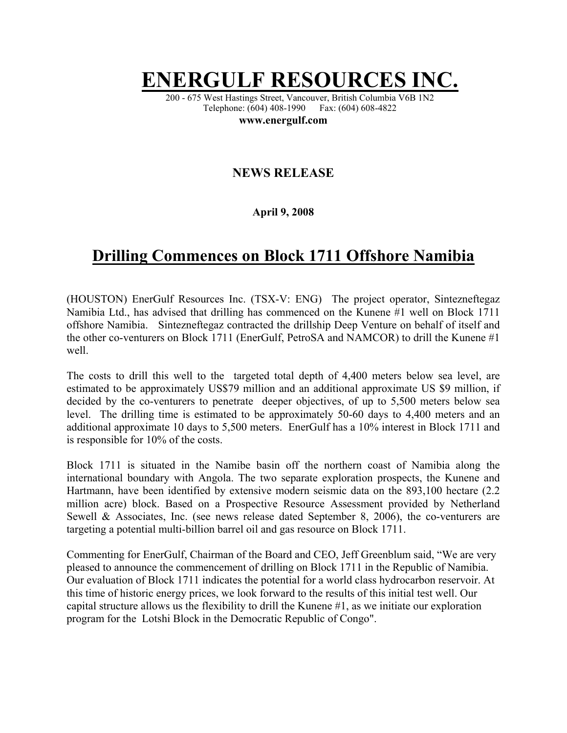# ENERGULF RESOURCES INC.

200 - 675 West Hastings Street, Vancouver, British Columbia V6B 1N2
Telephone: (604) 408-1990 Fax: (604) 608-4822
**www.energulf.com**

**NEWS RELEASE**

**April 9, 2008**

## Drilling Commences on Block 1711 Offshore Namibia

(HOUSTON) EnerGulf Resources Inc. (TSX-V: ENG) The project operator, Sintezneftegaz Namibia Ltd., has advised that drilling has commenced on the Kunene #1 well on Block 1711 offshore Namibia. Sintezneftegaz contracted the drillship Deep Venture on behalf of itself and the other co-venturers on Block 1711 (EnerGulf, PetroSA and NAMCOR) to drill the Kunene #1 well.

The costs to drill this well to the targeted total depth of 4,400 meters below sea level, are estimated to be approximately US$79 million and an additional approximate US $9 million, if decided by the co-venturers to penetrate deeper objectives, of up to 5,500 meters below sea level. The drilling time is estimated to be approximately 50-60 days to 4,400 meters and an additional approximate 10 days to 5,500 meters. EnerGulf has a 10% interest in Block 1711 and is responsible for 10% of the costs.

Block 1711 is situated in the Namibe basin off the northern coast of Namibia along the international boundary with Angola. The two separate exploration prospects, the Kunene and Hartmann, have been identified by extensive modern seismic data on the 893,100 hectare (2.2 million acre) block. Based on a Prospective Resource Assessment provided by Netherland Sewell & Associates, Inc. (see news release dated September 8, 2006), the co-venturers are targeting a potential multi-billion barrel oil and gas resource on Block 1711.

Commenting for EnerGulf, Chairman of the Board and CEO, Jeff Greenblum said, "We are very pleased to announce the commencement of drilling on Block 1711 in the Republic of Namibia. Our evaluation of Block 1711 indicates the potential for a world class hydrocarbon reservoir. At this time of historic energy prices, we look forward to the results of this initial test well. Our capital structure allows us the flexibility to drill the Kunene #1, as we initiate our exploration program for the Lotshi Block in the Democratic Republic of Congo".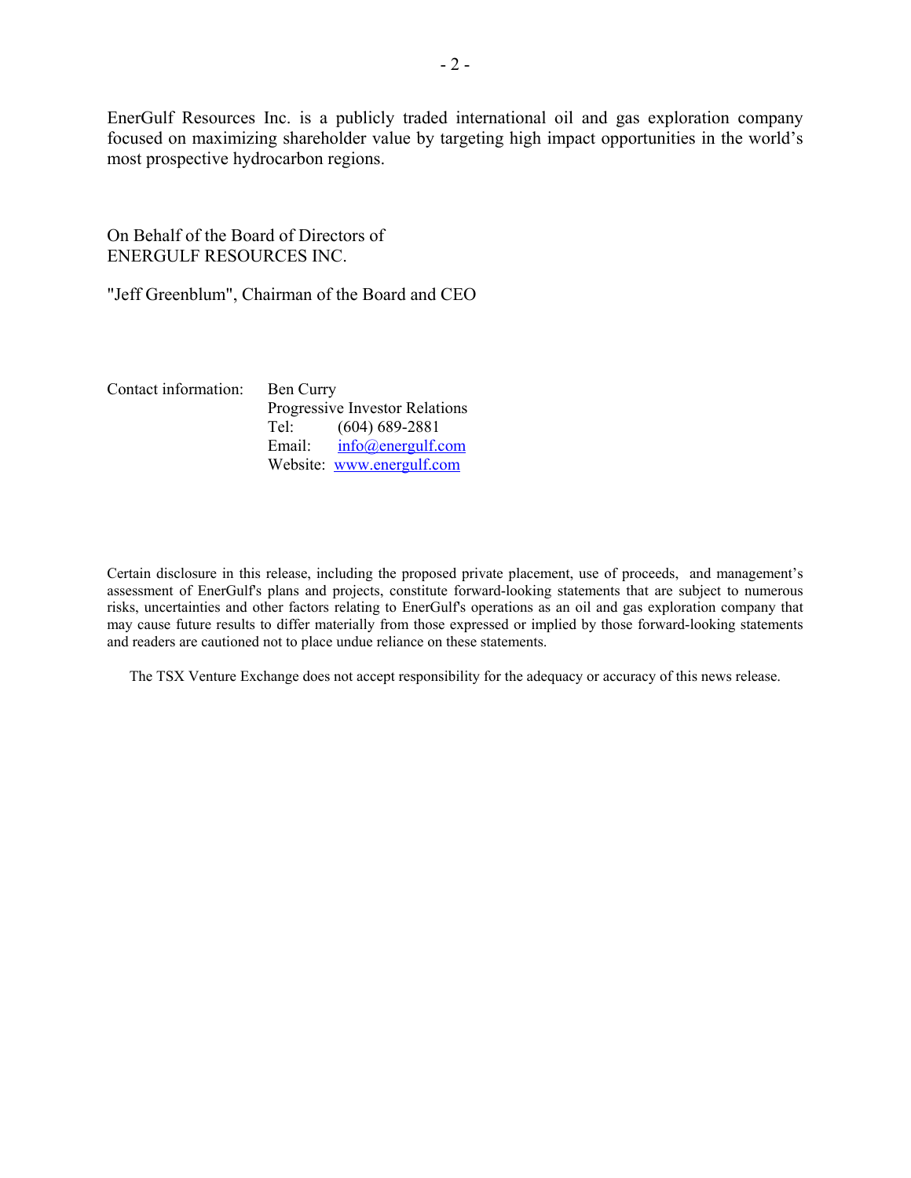EnerGulf Resources Inc. is a publicly traded international oil and gas exploration company focused on maximizing shareholder value by targeting high impact opportunities in the world's most prospective hydrocarbon regions.

On Behalf of the Board of Directors of
ENERGULF RESOURCES INC.

"Jeff Greenblum", Chairman of the Board and CEO

Contact information: Ben Curry
Progressive Investor Relations
Tel: (604) 689-2881
Email: info@energulf.com
Website: www.energulf.com

Certain disclosure in this release, including the proposed private placement, use of proceeds, and management's assessment of EnerGulf's plans and projects, constitute forward-looking statements that are subject to numerous risks, uncertainties and other factors relating to EnerGulf's operations as an oil and gas exploration company that may cause future results to differ materially from those expressed or implied by those forward-looking statements and readers are cautioned not to place undue reliance on these statements.

The TSX Venture Exchange does not accept responsibility for the adequacy or accuracy of this news release.